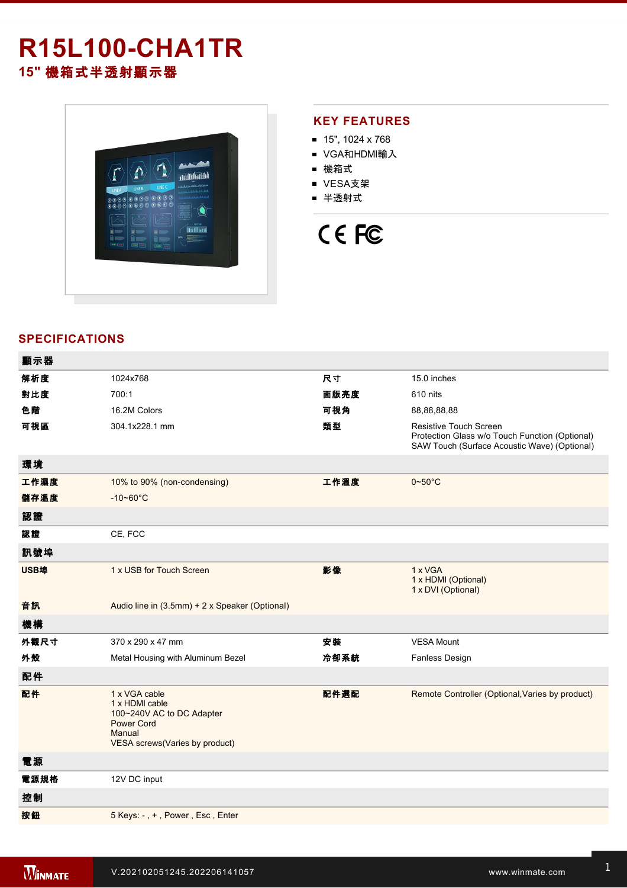# R15L100-CHA1TR

## 15" 機箱式半透射顯示器

## KEY FEATURES

- 15", 1024 x 768
- VGA和HDMI輸入
- 機箱式
- VESA支架
- 半透射式

## SPECIFICATIONS

| 顯示器 | | | |
|---|---|---|---|
| 解析度 | 1024x768 | 尺寸 | 15.0 inches |
| 對比度 | 700:1 | 面版亮度 | 610 nits |
| 色階 | 16.2M Colors | 可視角 | 88,88,88,88 |
| 可視區 | 304.1x228.1 mm | 類型 | Resistive Touch Screen<br>Protection Glass w/o Touch Function (Optional)<br>SAW Touch (Surface Acoustic Wave) (Optional) |
| **環境** | | | |
| 工作濕度 | 10% to 90% (non-condensing) | 工作溫度 | 0~50°C |
| 儲存溫度 | -10~60°C | | |
| **認證** | | | |
| 認證 | CE, FCC | | |
| **訊號埠** | | | |
| USB埠 | 1 x USB for Touch Screen | 影像 | 1 x VGA<br>1 x HDMI (Optional)<br>1 x DVI (Optional) |
| 音訊 | Audio line in (3.5mm) + 2 x Speaker (Optional) | | |
| **機構** | | | |
| 外觀尺寸 | 370 x 290 x 47 mm | 安裝 | VESA Mount |
| 外殼 | Metal Housing with Aluminum Bezel | 冷卻系統 | Fanless Design |
| **配件** | | | |
| 配件 | 1 x VGA cable<br>1 x HDMI cable<br>100~240V AC to DC Adapter<br>Power Cord<br>Manual<br>VESA screws(Varies by product) | 配件選配 | Remote Controller (Optional,Varies by product) |
| **電源** | | | |
| 電源規格 | 12V DC input | | |
| **控制** | | | |
| 按鈕 | 5 Keys: - , + , Power , Esc , Enter | | |

V.202102051245.202206141057

www.winmate.com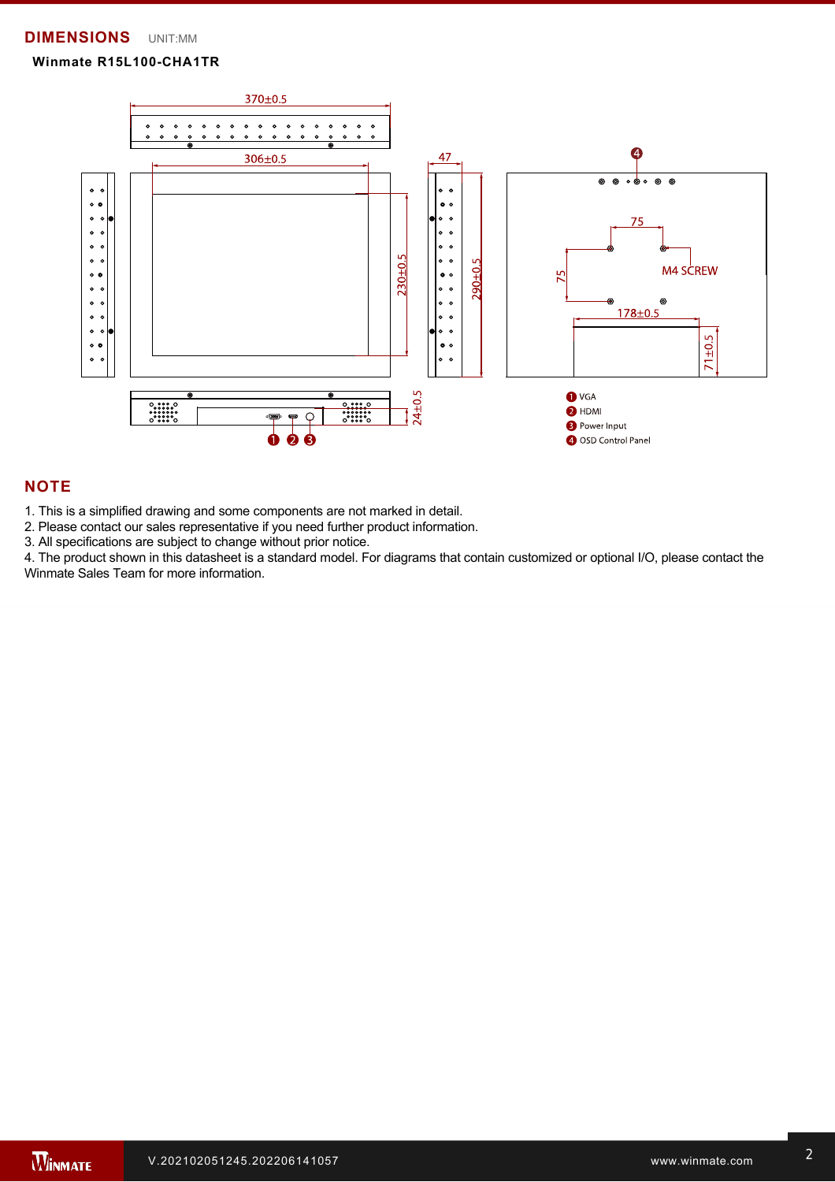## DIMENSIONS UNIT:MM

**Winmate R15L100-CHA1TR**

370±0.5

306±0.5

47

230±0.5

290±0.5

75

75

M4 SCREW

178±0.5

71±0.5

24±0.5

1 VGA
2 HDMI
3 Power Input
4 OSD Control Panel

## NOTE

1. This is a simplified drawing and some components are not marked in detail.
2. Please contact our sales representative if you need further product information.
3. All specifications are subject to change without prior notice.
4. The product shown in this datasheet is a standard model. For diagrams that contain customized or optional I/O, please contact the Winmate Sales Team for more information.